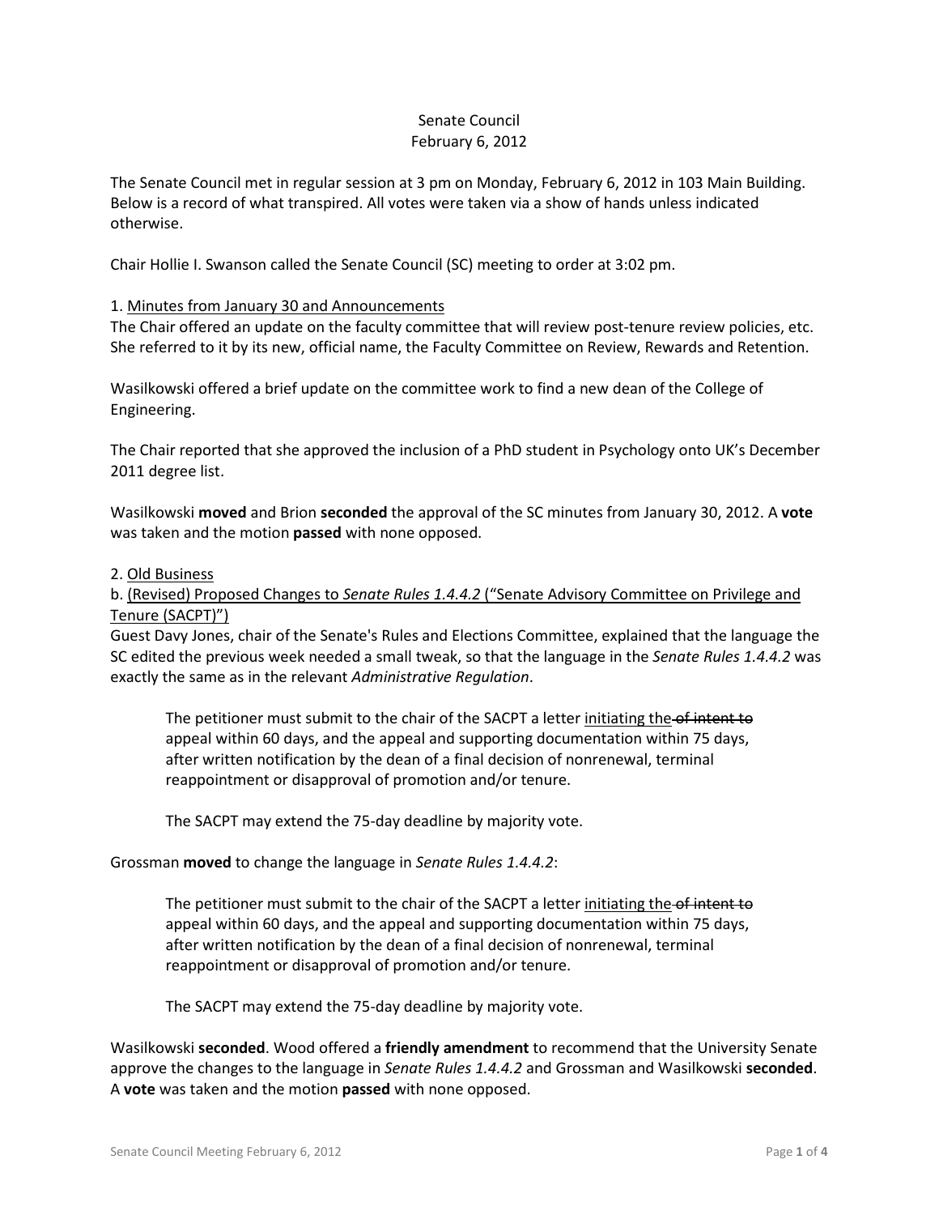Senate Council
February 6, 2012

The Senate Council met in regular session at 3 pm on Monday, February 6, 2012 in 103 Main Building. Below is a record of what transpired. All votes were taken via a show of hands unless indicated otherwise.

Chair Hollie I. Swanson called the Senate Council (SC) meeting to order at 3:02 pm.

1. <u>Minutes from January 30 and Announcements</u>
The Chair offered an update on the faculty committee that will review post-tenure review policies, etc. She referred to it by its new, official name, the Faculty Committee on Review, Rewards and Retention.

Wasilkowski offered a brief update on the committee work to find a new dean of the College of Engineering.

The Chair reported that she approved the inclusion of a PhD student in Psychology onto UK's December 2011 degree list.

Wasilkowski **moved** and Brion **seconded** the approval of the SC minutes from January 30, 2012. A **vote** was taken and the motion **passed** with none opposed.

2. <u>Old Business</u>
b. <u>(Revised) Proposed Changes to *Senate Rules 1.4.4.2* ("Senate Advisory Committee on Privilege and Tenure (SACPT)")</u>
Guest Davy Jones, chair of the Senate's Rules and Elections Committee, explained that the language the SC edited the previous week needed a small tweak, so that the language in the *Senate Rules 1.4.4.2* was exactly the same as in the relevant *Administrative Regulation*.

> The petitioner must submit to the chair of the SACPT a letter <u>initiating the</u> ~~of intent to~~ appeal within 60 days, and the appeal and supporting documentation within 75 days, after written notification by the dean of a final decision of nonrenewal, terminal reappointment or disapproval of promotion and/or tenure.
>
> The SACPT may extend the 75-day deadline by majority vote.

Grossman **moved** to change the language in *Senate Rules 1.4.4.2*:

> The petitioner must submit to the chair of the SACPT a letter <u>initiating the</u> ~~of intent to~~ appeal within 60 days, and the appeal and supporting documentation within 75 days, after written notification by the dean of a final decision of nonrenewal, terminal reappointment or disapproval of promotion and/or tenure.
>
> The SACPT may extend the 75-day deadline by majority vote.

Wasilkowski **seconded**. Wood offered a **friendly amendment** to recommend that the University Senate approve the changes to the language in *Senate Rules 1.4.4.2* and Grossman and Wasilkowski **seconded**. A **vote** was taken and the motion **passed** with none opposed.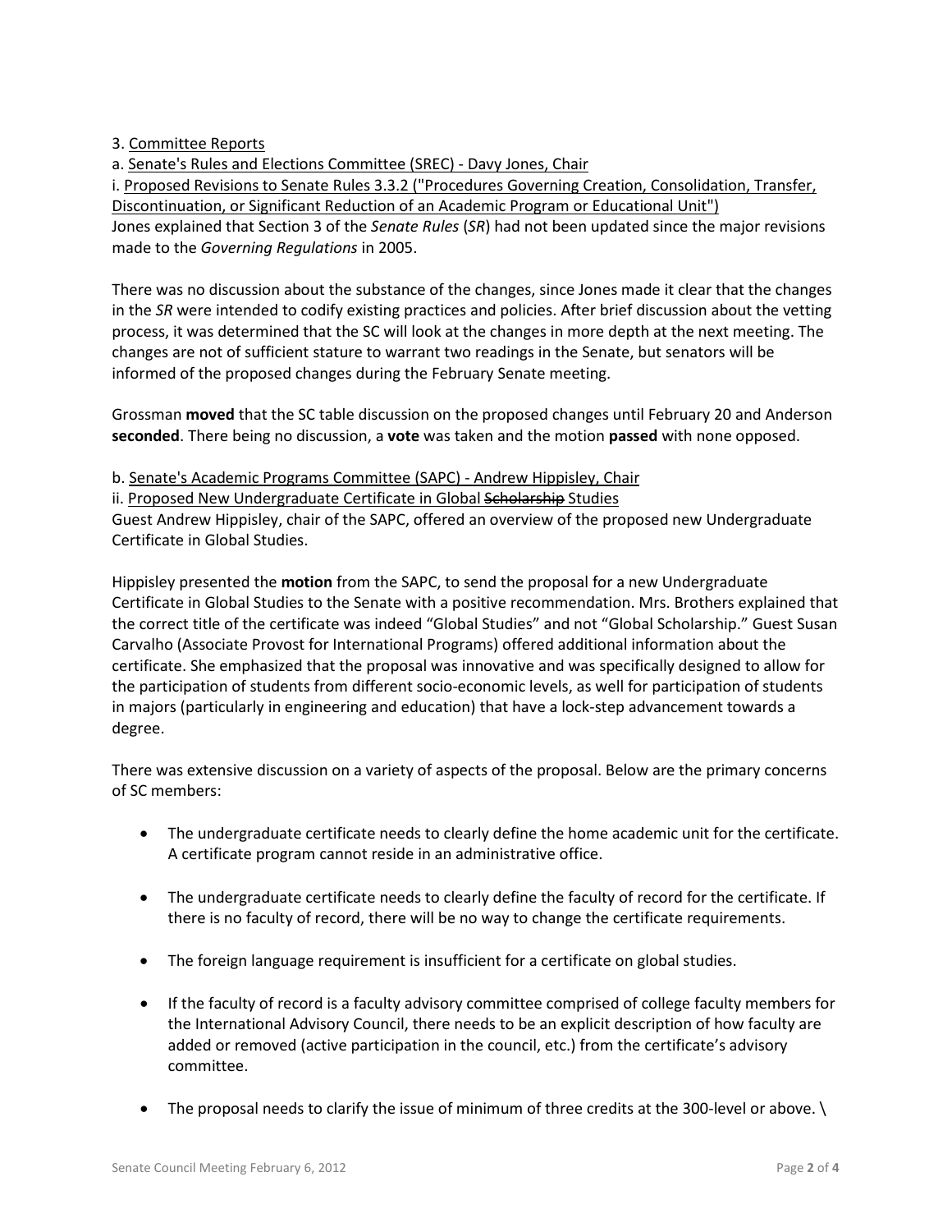3. Committee Reports

a. Senate's Rules and Elections Committee (SREC) - Davy Jones, Chair

i. Proposed Revisions to Senate Rules 3.3.2 ("Procedures Governing Creation, Consolidation, Transfer, Discontinuation, or Significant Reduction of an Academic Program or Educational Unit")

Jones explained that Section 3 of the *Senate Rules* (*SR*) had not been updated since the major revisions made to the *Governing Regulations* in 2005.

There was no discussion about the substance of the changes, since Jones made it clear that the changes in the *SR* were intended to codify existing practices and policies. After brief discussion about the vetting process, it was determined that the SC will look at the changes in more depth at the next meeting. The changes are not of sufficient stature to warrant two readings in the Senate, but senators will be informed of the proposed changes during the February Senate meeting.

Grossman **moved** that the SC table discussion on the proposed changes until February 20 and Anderson **seconded**. There being no discussion, a **vote** was taken and the motion **passed** with none opposed.

b. Senate's Academic Programs Committee (SAPC) - Andrew Hippisley, Chair

ii. Proposed New Undergraduate Certificate in Global ~~Scholarship~~ Studies

Guest Andrew Hippisley, chair of the SAPC, offered an overview of the proposed new Undergraduate Certificate in Global Studies.

Hippisley presented the **motion** from the SAPC, to send the proposal for a new Undergraduate Certificate in Global Studies to the Senate with a positive recommendation. Mrs. Brothers explained that the correct title of the certificate was indeed "Global Studies" and not "Global Scholarship." Guest Susan Carvalho (Associate Provost for International Programs) offered additional information about the certificate. She emphasized that the proposal was innovative and was specifically designed to allow for the participation of students from different socio-economic levels, as well for participation of students in majors (particularly in engineering and education) that have a lock-step advancement towards a degree.

There was extensive discussion on a variety of aspects of the proposal. Below are the primary concerns of SC members:

- The undergraduate certificate needs to clearly define the home academic unit for the certificate. A certificate program cannot reside in an administrative office.
- The undergraduate certificate needs to clearly define the faculty of record for the certificate. If there is no faculty of record, there will be no way to change the certificate requirements.
- The foreign language requirement is insufficient for a certificate on global studies.
- If the faculty of record is a faculty advisory committee comprised of college faculty members for the International Advisory Council, there needs to be an explicit description of how faculty are added or removed (active participation in the council, etc.) from the certificate's advisory committee.
- The proposal needs to clarify the issue of minimum of three credits at the 300-level or above. \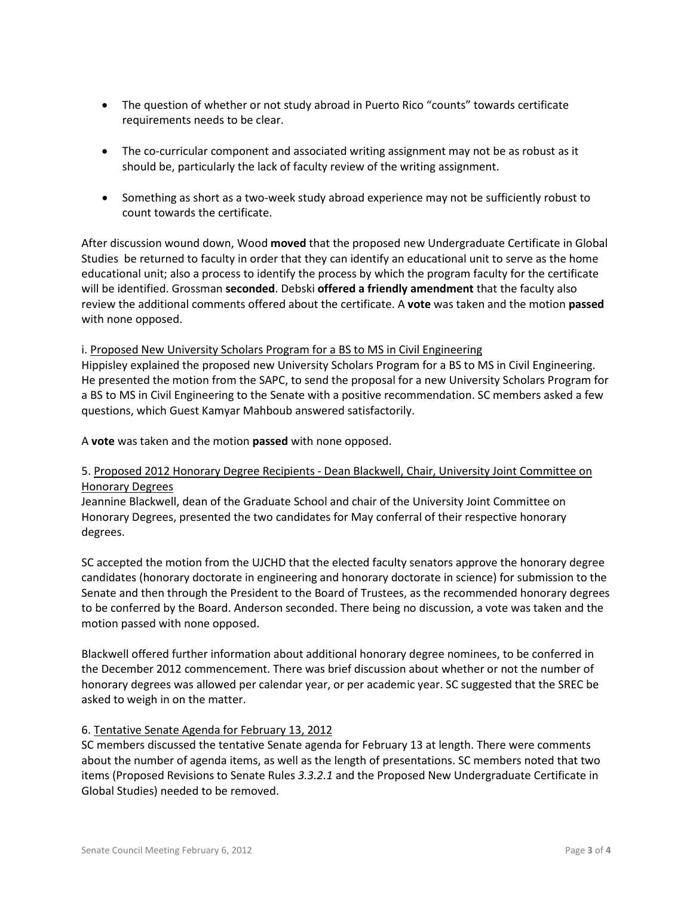- The question of whether or not study abroad in Puerto Rico "counts" towards certificate requirements needs to be clear.

- The co-curricular component and associated writing assignment may not be as robust as it should be, particularly the lack of faculty review of the writing assignment.

- Something as short as a two-week study abroad experience may not be sufficiently robust to count towards the certificate.

After discussion wound down, Wood **moved** that the proposed new Undergraduate Certificate in Global Studies be returned to faculty in order that they can identify an educational unit to serve as the home educational unit; also a process to identify the process by which the program faculty for the certificate will be identified. Grossman **seconded**. Debski **offered a friendly amendment** that the faculty also review the additional comments offered about the certificate. A **vote** was taken and the motion **passed** with none opposed.

i. Proposed New University Scholars Program for a BS to MS in Civil Engineering

Hippisley explained the proposed new University Scholars Program for a BS to MS in Civil Engineering. He presented the motion from the SAPC, to send the proposal for a new University Scholars Program for a BS to MS in Civil Engineering to the Senate with a positive recommendation. SC members asked a few questions, which Guest Kamyar Mahboub answered satisfactorily.

A **vote** was taken and the motion **passed** with none opposed.

5. Proposed 2012 Honorary Degree Recipients - Dean Blackwell, Chair, University Joint Committee on Honorary Degrees

Jeannine Blackwell, dean of the Graduate School and chair of the University Joint Committee on Honorary Degrees, presented the two candidates for May conferral of their respective honorary degrees.

SC accepted the motion from the UJCHD that the elected faculty senators approve the honorary degree candidates (honorary doctorate in engineering and honorary doctorate in science) for submission to the Senate and then through the President to the Board of Trustees, as the recommended honorary degrees to be conferred by the Board. Anderson seconded. There being no discussion, a vote was taken and the motion passed with none opposed.

Blackwell offered further information about additional honorary degree nominees, to be conferred in the December 2012 commencement. There was brief discussion about whether or not the number of honorary degrees was allowed per calendar year, or per academic year. SC suggested that the SREC be asked to weigh in on the matter.

6. Tentative Senate Agenda for February 13, 2012

SC members discussed the tentative Senate agenda for February 13 at length. There were comments about the number of agenda items, as well as the length of presentations. SC members noted that two items (Proposed Revisions to Senate Rules *3.3.2.1* and the Proposed New Undergraduate Certificate in Global Studies) needed to be removed.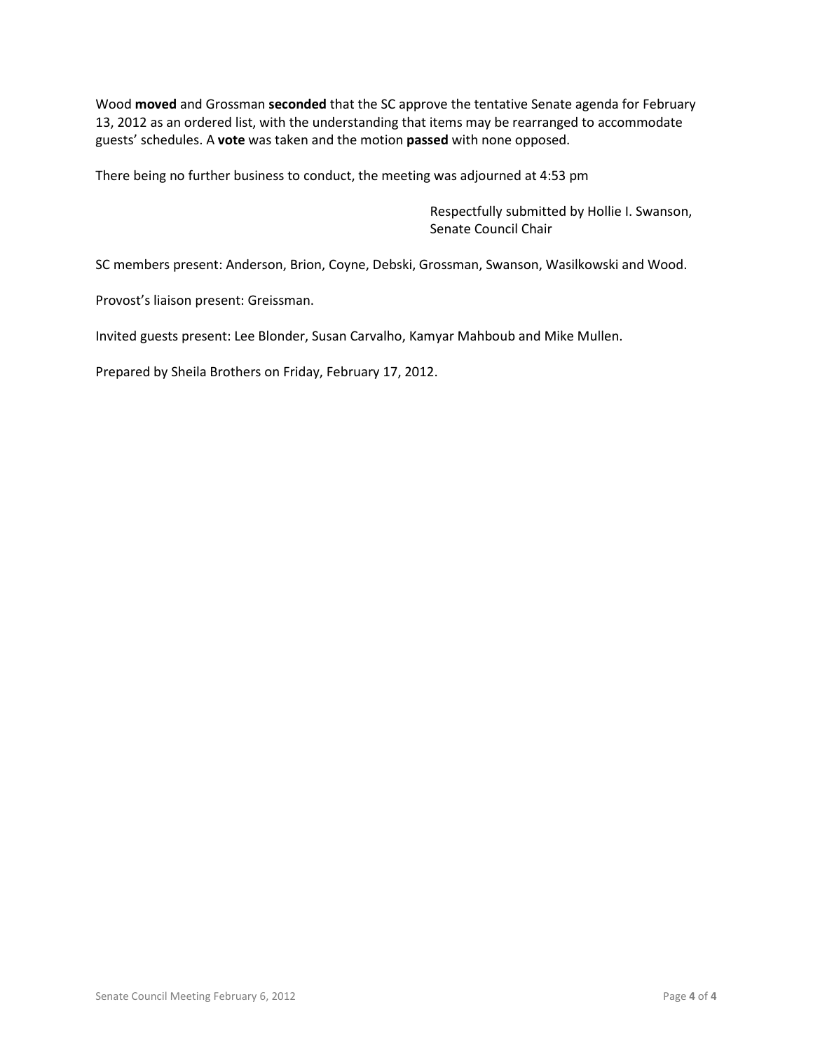Wood **moved** and Grossman **seconded** that the SC approve the tentative Senate agenda for February 13, 2012 as an ordered list, with the understanding that items may be rearranged to accommodate guests' schedules. A **vote** was taken and the motion **passed** with none opposed.

There being no further business to conduct, the meeting was adjourned at 4:53 pm

Respectfully submitted by Hollie I. Swanson,
Senate Council Chair

SC members present: Anderson, Brion, Coyne, Debski, Grossman, Swanson, Wasilkowski and Wood.

Provost's liaison present: Greissman.

Invited guests present: Lee Blonder, Susan Carvalho, Kamyar Mahboub and Mike Mullen.

Prepared by Sheila Brothers on Friday, February 17, 2012.